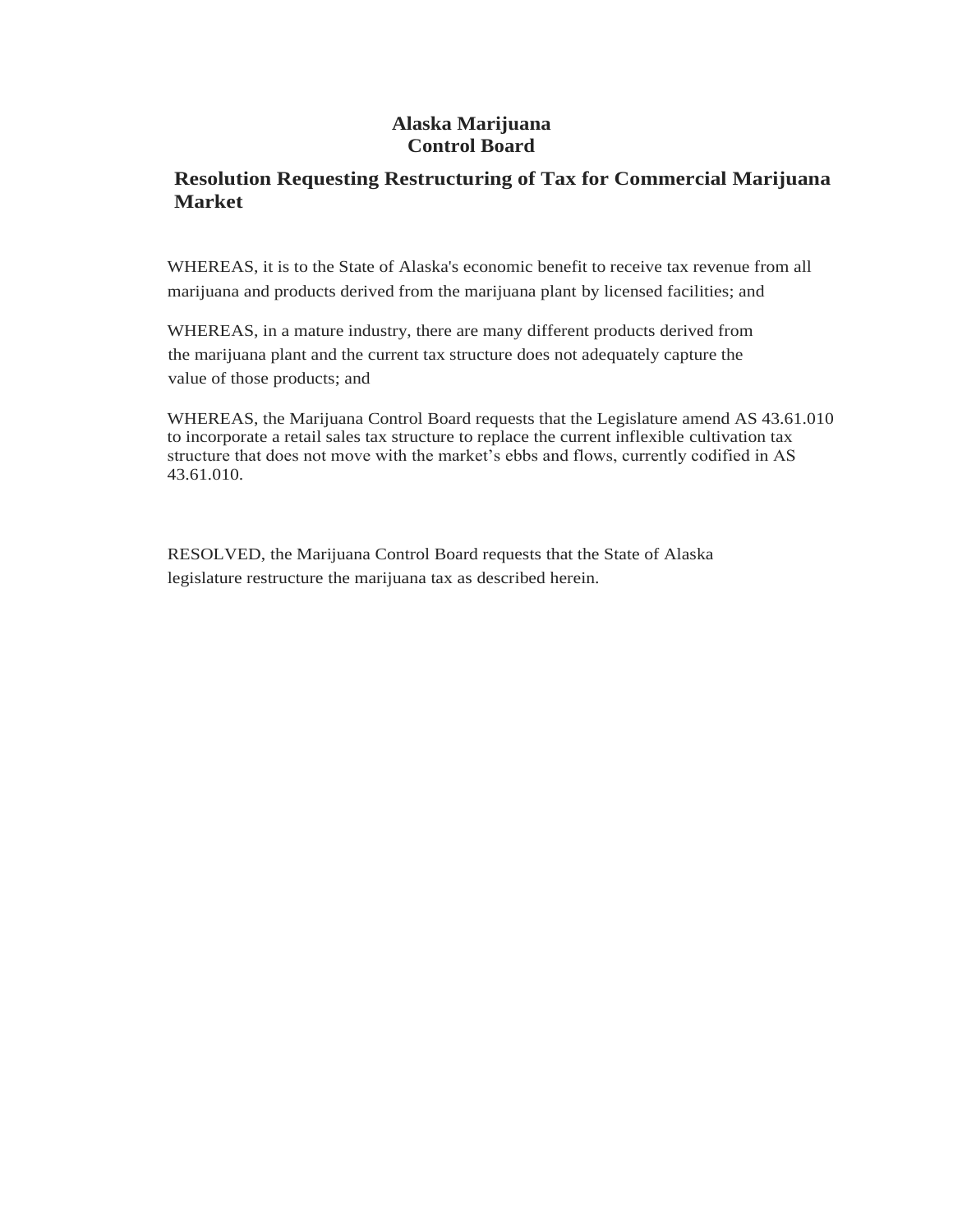# Alaska Marijuana Control Board

## Resolution Requesting Restructuring of Tax for Commercial Marijuana Market

WHEREAS, it is to the State of Alaska's economic benefit to receive tax revenue from all marijuana and products derived from the marijuana plant by licensed facilities; and

WHEREAS, in a mature industry, there are many different products derived from the marijuana plant and the current tax structure does not adequately capture the value of those products; and

WHEREAS, the Marijuana Control Board requests that the Legislature amend AS 43.61.010 to incorporate a retail sales tax structure to replace the current inflexible cultivation tax structure that does not move with the market's ebbs and flows, currently codified in AS 43.61.010.

RESOLVED, the Marijuana Control Board requests that the State of Alaska legislature restructure the marijuana tax as described herein.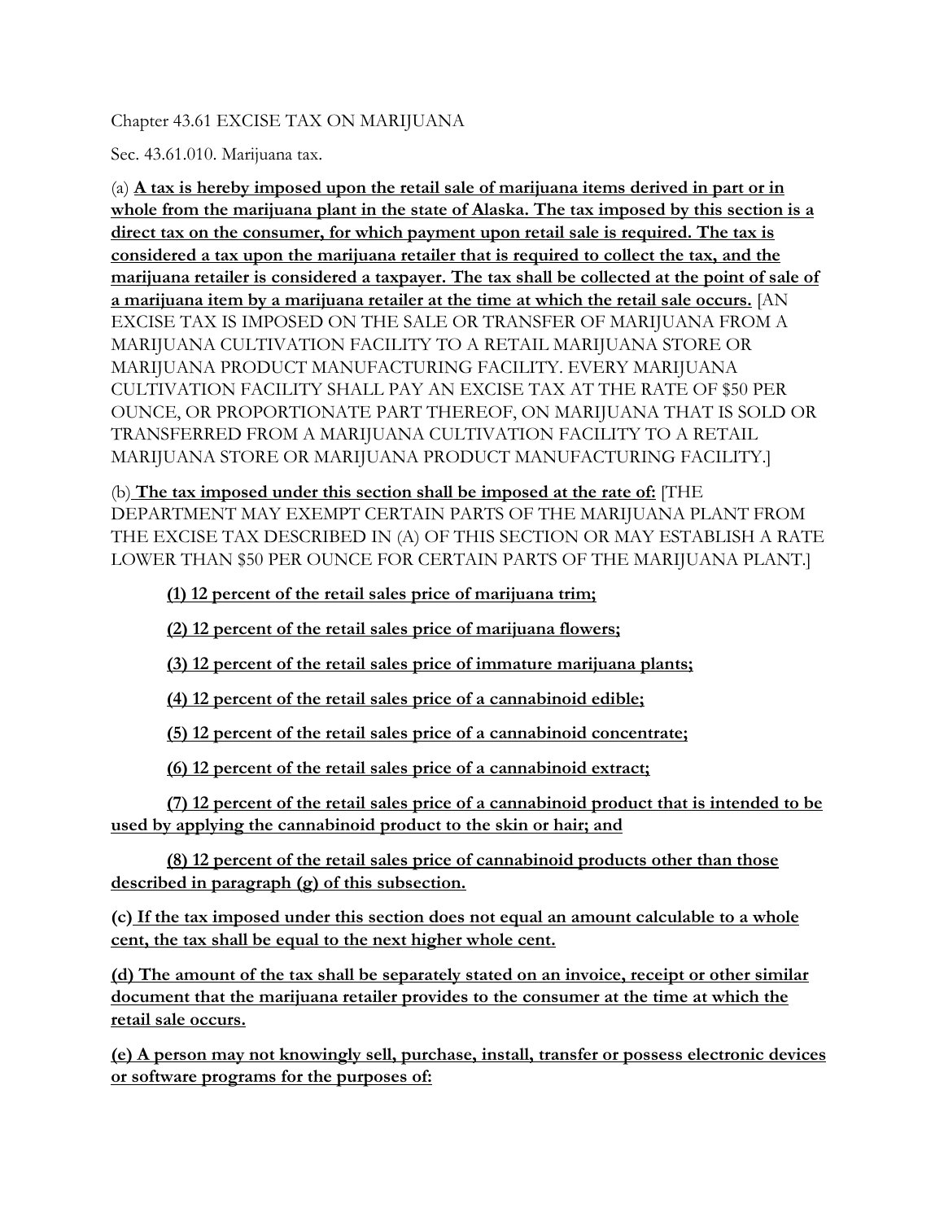Chapter 43.61 EXCISE TAX ON MARIJUANA

Sec. 43.61.010. Marijuana tax.

(a) **A tax is hereby imposed upon the retail sale of marijuana items derived in part or in whole from the marijuana plant in the state of Alaska. The tax imposed by this section is a direct tax on the consumer, for which payment upon retail sale is required. The tax is considered a tax upon the marijuana retailer that is required to collect the tax, and the marijuana retailer is considered a taxpayer. The tax shall be collected at the point of sale of a marijuana item by a marijuana retailer at the time at which the retail sale occurs.** [AN EXCISE TAX IS IMPOSED ON THE SALE OR TRANSFER OF MARIJUANA FROM A MARIJUANA CULTIVATION FACILITY TO A RETAIL MARIJUANA STORE OR MARIJUANA PRODUCT MANUFACTURING FACILITY. EVERY MARIJUANA CULTIVATION FACILITY SHALL PAY AN EXCISE TAX AT THE RATE OF $50 PER OUNCE, OR PROPORTIONATE PART THEREOF, ON MARIJUANA THAT IS SOLD OR TRANSFERRED FROM A MARIJUANA CULTIVATION FACILITY TO A RETAIL MARIJUANA STORE OR MARIJUANA PRODUCT MANUFACTURING FACILITY.]

(b) **The tax imposed under this section shall be imposed at the rate of:** [THE DEPARTMENT MAY EXEMPT CERTAIN PARTS OF THE MARIJUANA PLANT FROM THE EXCISE TAX DESCRIBED IN (A) OF THIS SECTION OR MAY ESTABLISH A RATE LOWER THAN $50 PER OUNCE FOR CERTAIN PARTS OF THE MARIJUANA PLANT.]

**(1) 12 percent of the retail sales price of marijuana trim;**

**(2) 12 percent of the retail sales price of marijuana flowers;**

**(3) 12 percent of the retail sales price of immature marijuana plants;**

**(4) 12 percent of the retail sales price of a cannabinoid edible;**

**(5) 12 percent of the retail sales price of a cannabinoid concentrate;**

**(6) 12 percent of the retail sales price of a cannabinoid extract;**

**(7) 12 percent of the retail sales price of a cannabinoid product that is intended to be used by applying the cannabinoid product to the skin or hair; and**

**(8) 12 percent of the retail sales price of cannabinoid products other than those described in paragraph (g) of this subsection.**

**(c) If the tax imposed under this section does not equal an amount calculable to a whole cent, the tax shall be equal to the next higher whole cent.**

**(d) The amount of the tax shall be separately stated on an invoice, receipt or other similar document that the marijuana retailer provides to the consumer at the time at which the retail sale occurs.**

**(e) A person may not knowingly sell, purchase, install, transfer or possess electronic devices or software programs for the purposes of:**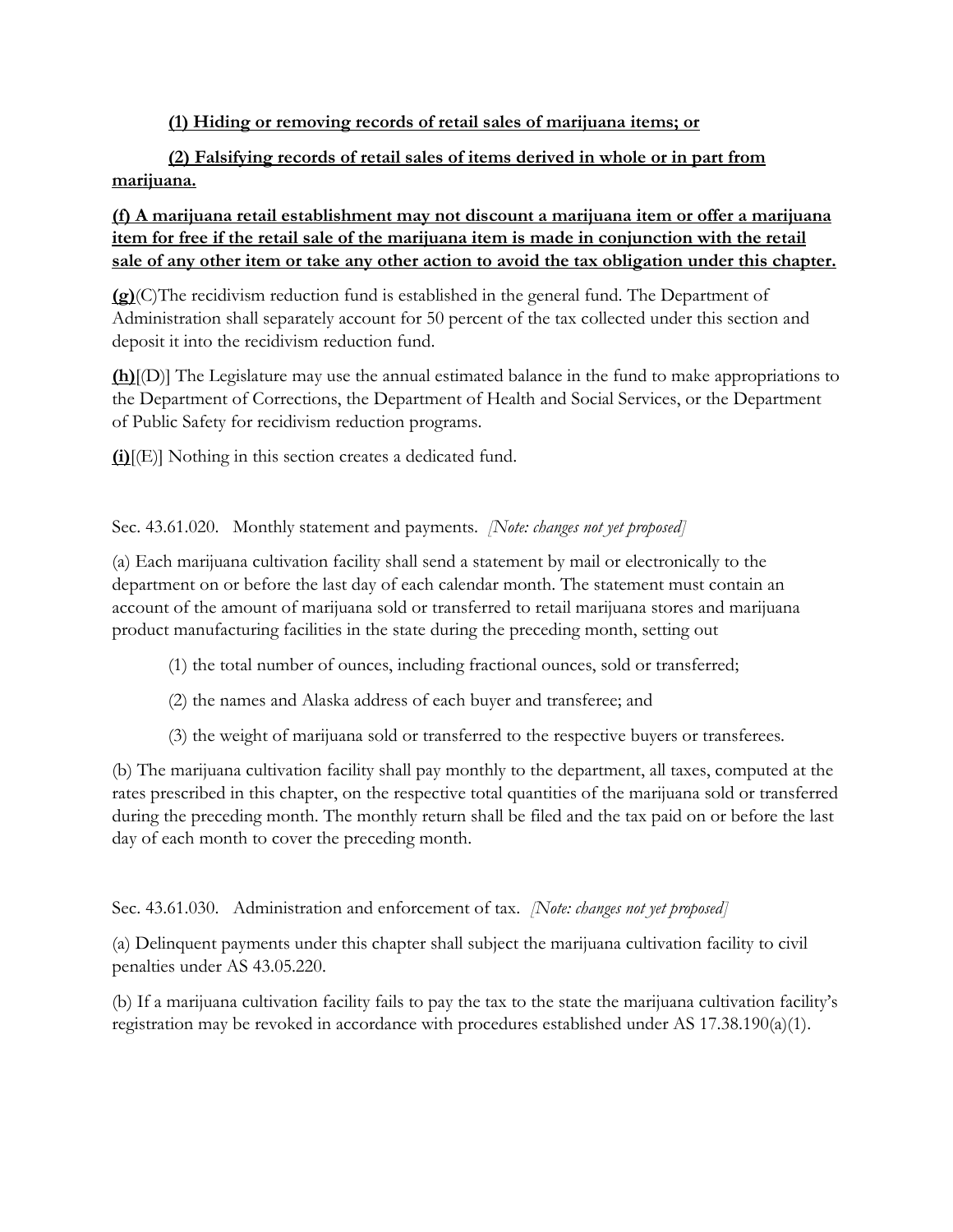**(1) Hiding or removing records of retail sales of marijuana items; or**

**(2) Falsifying records of retail sales of items derived in whole or in part from marijuana.**

**(f) A marijuana retail establishment may not discount a marijuana item or offer a marijuana item for free if the retail sale of the marijuana item is made in conjunction with the retail sale of any other item or take any other action to avoid the tax obligation under this chapter.**

**(g)**(C)The recidivism reduction fund is established in the general fund. The Department of Administration shall separately account for 50 percent of the tax collected under this section and deposit it into the recidivism reduction fund.

**(h)**[(D)] The Legislature may use the annual estimated balance in the fund to make appropriations to the Department of Corrections, the Department of Health and Social Services, or the Department of Public Safety for recidivism reduction programs.

**(i)**[(E)] Nothing in this section creates a dedicated fund.

Sec. 43.61.020. Monthly statement and payments. *[Note: changes not yet proposed]*

(a) Each marijuana cultivation facility shall send a statement by mail or electronically to the department on or before the last day of each calendar month. The statement must contain an account of the amount of marijuana sold or transferred to retail marijuana stores and marijuana product manufacturing facilities in the state during the preceding month, setting out

(1) the total number of ounces, including fractional ounces, sold or transferred;

(2) the names and Alaska address of each buyer and transferee; and

(3) the weight of marijuana sold or transferred to the respective buyers or transferees.

(b) The marijuana cultivation facility shall pay monthly to the department, all taxes, computed at the rates prescribed in this chapter, on the respective total quantities of the marijuana sold or transferred during the preceding month. The monthly return shall be filed and the tax paid on or before the last day of each month to cover the preceding month.

Sec. 43.61.030. Administration and enforcement of tax. *[Note: changes not yet proposed]*

(a) Delinquent payments under this chapter shall subject the marijuana cultivation facility to civil penalties under AS 43.05.220.

(b) If a marijuana cultivation facility fails to pay the tax to the state the marijuana cultivation facility's registration may be revoked in accordance with procedures established under AS 17.38.190(a)(1).